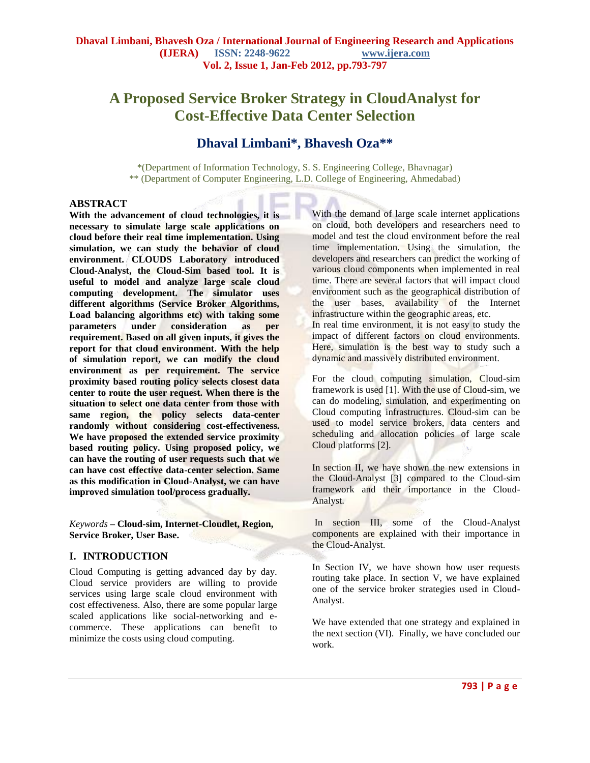# A Proposed Service Broker Strategy in CloudAnalyst for Cost-Effective Data Center Selection

## Dhaval Limbani*, Bhavesh Oza**

*(Department of Information Technology, S. S. Engineering College, Bhavnagar)
** (Department of Computer Engineering, L.D. College of Engineering, Ahmedabad)

## ABSTRACT

**With the advancement of cloud technologies, it is necessary to simulate large scale applications on cloud before their real time implementation. Using simulation, we can study the behavior of cloud environment. CLOUDS Laboratory introduced Cloud-Analyst, the Cloud-Sim based tool. It is useful to model and analyze large scale cloud computing development. The simulator uses different algorithms (Service Broker Algorithms, Load balancing algorithms etc) with taking some parameters under consideration as per requirement. Based on all given inputs, it gives the report for that cloud environment. With the help of simulation report, we can modify the cloud environment as per requirement. The service proximity based routing policy selects closest data center to route the user request. When there is the situation to select one data center from those with same region, the policy selects data-center randomly without considering cost-effectiveness. We have proposed the extended service proximity based routing policy. Using proposed policy, we can have the routing of user requests such that we can have cost effective data-center selection. Same as this modification in Cloud-Analyst, we can have improved simulation tool/process gradually.**

*Keywords* – **Cloud-sim, Internet-Cloudlet, Region, Service Broker, User Base.**

## I. INTRODUCTION

Cloud Computing is getting advanced day by day. Cloud service providers are willing to provide services using large scale cloud environment with cost effectiveness. Also, there are some popular large scaled applications like social-networking and e-commerce. These applications can benefit to minimize the costs using cloud computing.

With the demand of large scale internet applications on cloud, both developers and researchers need to model and test the cloud environment before the real time implementation. Using the simulation, the developers and researchers can predict the working of various cloud components when implemented in real time. There are several factors that will impact cloud environment such as the geographical distribution of the user bases, availability of the Internet infrastructure within the geographic areas, etc.
In real time environment, it is not easy to study the impact of different factors on cloud environments. Here, simulation is the best way to study such a dynamic and massively distributed environment.

For the cloud computing simulation, Cloud-sim framework is used [1]. With the use of Cloud-sim, we can do modeling, simulation, and experimenting on Cloud computing infrastructures. Cloud-sim can be used to model service brokers, data centers and scheduling and allocation policies of large scale Cloud platforms [2].

In section II, we have shown the new extensions in the Cloud-Analyst [3] compared to the Cloud-sim framework and their importance in the Cloud-Analyst.

In section III, some of the Cloud-Analyst components are explained with their importance in the Cloud-Analyst.

In Section IV, we have shown how user requests routing take place. In section V, we have explained one of the service broker strategies used in Cloud-Analyst.

We have extended that one strategy and explained in the next section (VI). Finally, we have concluded our work.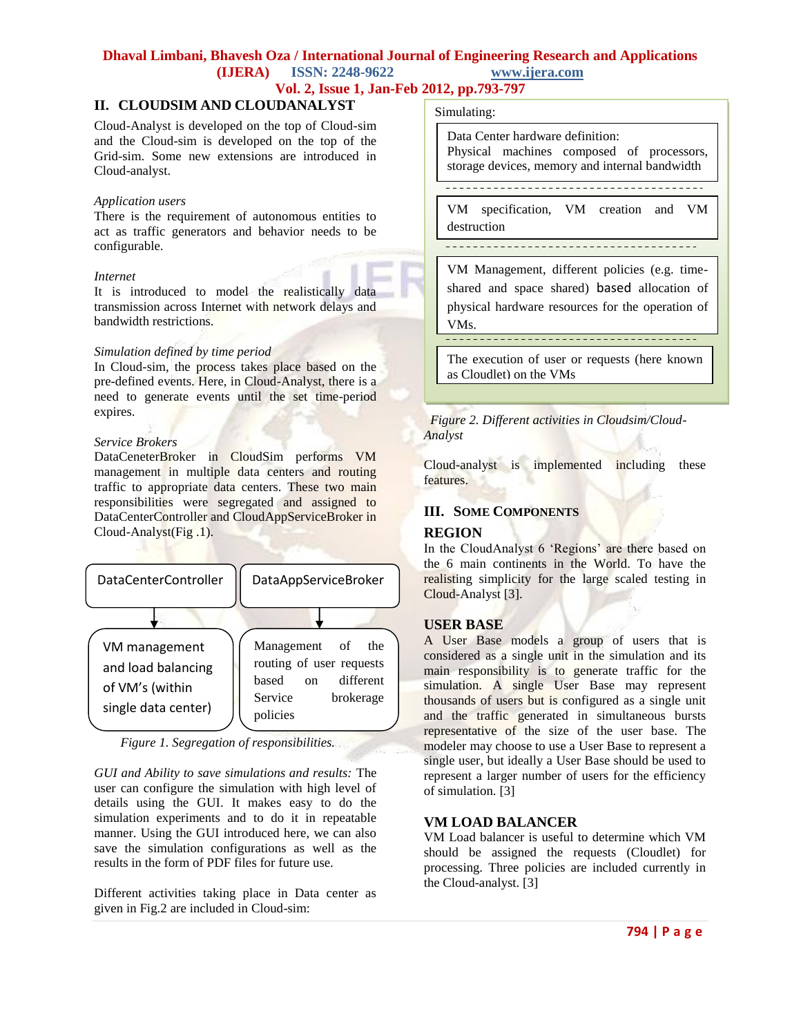## II. CLOUDSIM AND CLOUDANALYST

Cloud-Analyst is developed on the top of Cloud-sim and the Cloud-sim is developed on the top of the Grid-sim. Some new extensions are introduced in Cloud-analyst.

*Application users*
There is the requirement of autonomous entities to act as traffic generators and behavior needs to be configurable.

*Internet*
It is introduced to model the realistically data transmission across Internet with network delays and bandwidth restrictions.

*Simulation defined by time period*
In Cloud-sim, the process takes place based on the pre-defined events. Here, in Cloud-Analyst, there is a need to generate events until the set time-period expires.

*Service Brokers*
DataCeneterBroker in CloudSim performs VM management in multiple data centers and routing traffic to appropriate data centers. These two main responsibilities were segregated and assigned to DataCenterController and CloudAppServiceBroker in Cloud-Analyst(Fig .1).

| DataCenterController | DataAppServiceBroker |
|---|---|
| VM management and load balancing of VM's (within single data center) | Management of the routing of user requests based on different Service brokerage policies |

*Figure 1. Segregation of responsibilities.*

*GUI and Ability to save simulations and results:* The user can configure the simulation with high level of details using the GUI. It makes easy to do the simulation experiments and to do it in repeatable manner. Using the GUI introduced here, we can also save the simulation configurations as well as the results in the form of PDF files for future use.

Different activities taking place in Data center as given in Fig.2 are included in Cloud-sim:

Simulating:

- Data Center hardware definition: Physical machines composed of processors, storage devices, memory and internal bandwidth
- VM specification, VM creation and VM destruction
- VM Management, different policies (e.g. time-shared and space shared) based allocation of physical hardware resources for the operation of VMs.
- The execution of user or requests (here known as Cloudlet) on the VMs

*Figure 2. Different activities in Cloudsim/Cloud-Analyst*

Cloud-analyst is implemented including these features.

## III. Some Components

### REGION

In the CloudAnalyst 6 'Regions' are there based on the 6 main continents in the World. To have the realisting simplicity for the large scaled testing in Cloud-Analyst [3].

### USER BASE

A User Base models a group of users that is considered as a single unit in the simulation and its main responsibility is to generate traffic for the simulation. A single User Base may represent thousands of users but is configured as a single unit and the traffic generated in simultaneous bursts representative of the size of the user base. The modeler may choose to use a User Base to represent a single user, but ideally a User Base should be used to represent a larger number of users for the efficiency of simulation. [3]

### VM LOAD BALANCER

VM Load balancer is useful to determine which VM should be assigned the requests (Cloudlet) for processing. Three policies are included currently in the Cloud-analyst. [3]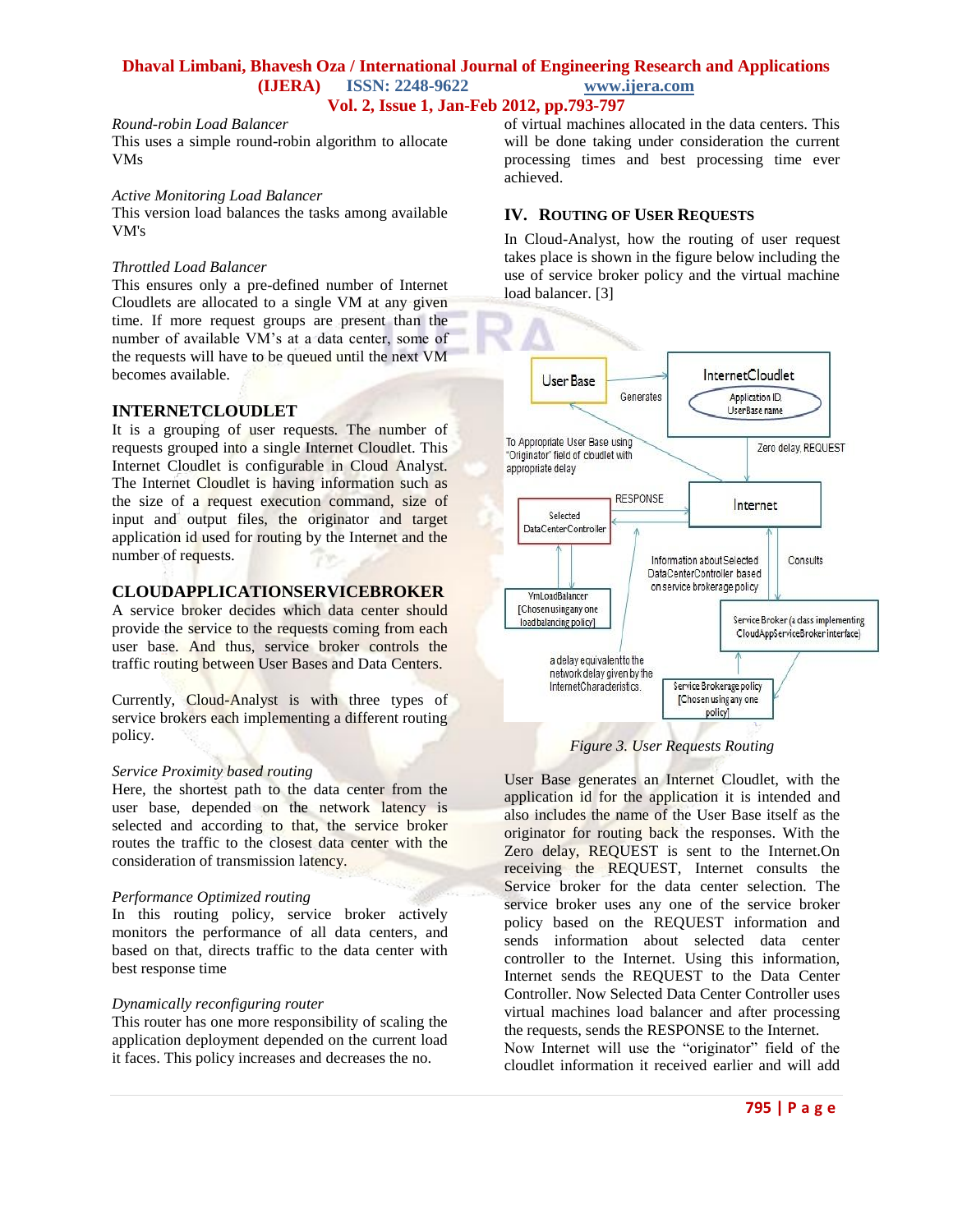*Round-robin Load Balancer*
This uses a simple round-robin algorithm to allocate VMs

*Active Monitoring Load Balancer*
This version load balances the tasks among available VM's

*Throttled Load Balancer*
This ensures only a pre-defined number of Internet Cloudlets are allocated to a single VM at any given time. If more request groups are present than the number of available VM's at a data center, some of the requests will have to be queued until the next VM becomes available.

### INTERNETCLOUDLET

It is a grouping of user requests. The number of requests grouped into a single Internet Cloudlet. This Internet Cloudlet is configurable in Cloud Analyst. The Internet Cloudlet is having information such as the size of a request execution command, size of input and output files, the originator and target application id used for routing by the Internet and the number of requests.

### CLOUDAPPLICATIONSERVICEBROKER

A service broker decides which data center should provide the service to the requests coming from each user base. And thus, service broker controls the traffic routing between User Bases and Data Centers.

Currently, Cloud-Analyst is with three types of service brokers each implementing a different routing policy.

*Service Proximity based routing*
Here, the shortest path to the data center from the user base, depended on the network latency is selected and according to that, the service broker routes the traffic to the closest data center with the consideration of transmission latency.

*Performance Optimized routing*
In this routing policy, service broker actively monitors the performance of all data centers, and based on that, directs traffic to the data center with best response time

*Dynamically reconfiguring router*
This router has one more responsibility of scaling the application deployment depended on the current load it faces. This policy increases and decreases the no. of virtual machines allocated in the data centers. This will be done taking under consideration the current processing times and best processing time ever achieved.

## IV. ROUTING OF USER REQUESTS

In Cloud-Analyst, how the routing of user request takes place is shown in the figure below including the use of service broker policy and the virtual machine load balancer. [3]

*Figure 3. User Requests Routing*

User Base generates an Internet Cloudlet, with the application id for the application it is intended and also includes the name of the User Base itself as the originator for routing back the responses. With the Zero delay, REQUEST is sent to the Internet.On receiving the REQUEST, Internet consults the Service broker for the data center selection. The service broker uses any one of the service broker policy based on the REQUEST information and sends information about selected data center controller to the Internet. Using this information, Internet sends the REQUEST to the Data Center Controller. Now Selected Data Center Controller uses virtual machines load balancer and after processing the requests, sends the RESPONSE to the Internet. Now Internet will use the "originator" field of the cloudlet information it received earlier and will add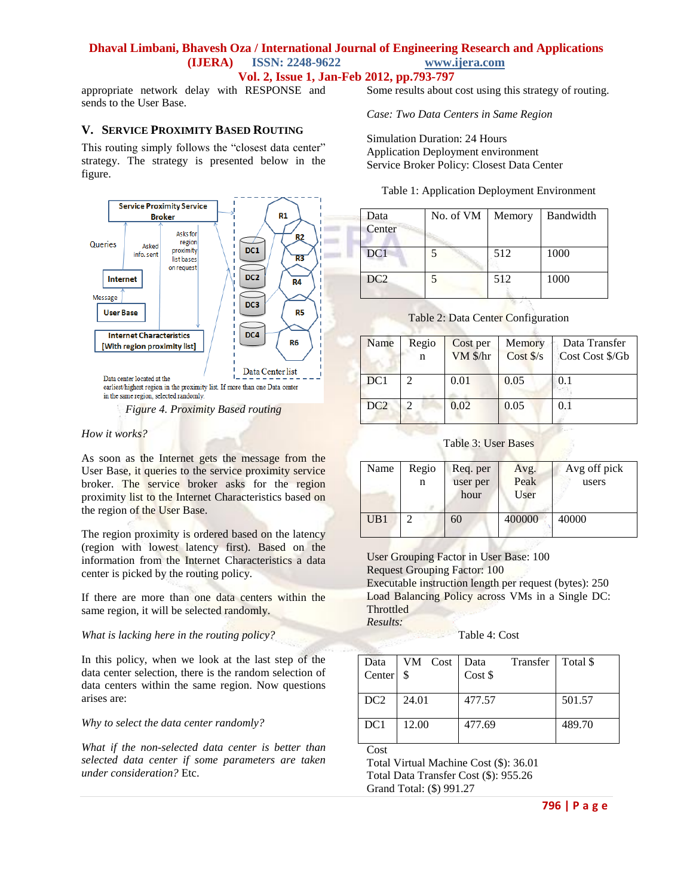appropriate network delay with RESPONSE and sends to the User Base.

## V. Service Proximity Based Routing

This routing simply follows the "closest data center" strategy. The strategy is presented below in the figure.

Data center located at the earliest/highest region in the proximity list. If more than one Data center in the same region, selected randomly.

*Figure 4. Proximity Based routing*

*How it works?*

As soon as the Internet gets the message from the User Base, it queries to the service proximity service broker. The service broker asks for the region proximity list to the Internet Characteristics based on the region of the User Base.

The region proximity is ordered based on the latency (region with lowest latency first). Based on the information from the Internet Characteristics a data center is picked by the routing policy.

If there are more than one data centers within the same region, it will be selected randomly.

*What is lacking here in the routing policy?*

In this policy, when we look at the last step of the data center selection, there is the random selection of data centers within the same region. Now questions arises are:

*Why to select the data center randomly?*

*What if the non-selected data center is better than selected data center if some parameters are taken under consideration?* Etc.

Some results about cost using this strategy of routing.

*Case: Two Data Centers in Same Region*

Simulation Duration: 24 Hours
Application Deployment environment
Service Broker Policy: Closest Data Center

Table 1: Application Deployment Environment

| Data Center | No. of VM | Memory | Bandwidth |
|---|---|---|---|
| DC1 | 5 | 512 | 1000 |
| DC2 | 5 | 512 | 1000 |

Table 2: Data Center Configuration

| Name | Region | Cost per VM $/hr | Memory Cost $/s | Data Transfer Cost Cost $/Gb |
|---|---|---|---|---|
| DC1 | 2 | 0.01 | 0.05 | 0.1 |
| DC2 | 2 | 0.02 | 0.05 | 0.1 |

Table 3: User Bases

| Name | Region | Req. per user per hour | Avg. Peak User | Avg off pick users |
|---|---|---|---|---|
| UB1 | 2 | 60 | 400000 | 40000 |

User Grouping Factor in User Base: 100
Request Grouping Factor: 100
Executable instruction length per request (bytes): 250
Load Balancing Policy across VMs in a Single DC: Throttled
*Results:*

Table 4: Cost

| Data Center | VM Cost $ | Data Transfer Cost $ | Total $ |
|---|---|---|---|
| DC2 | 24.01 | 477.57 | 501.57 |
| DC1 | 12.00 | 477.69 | 489.70 |

Cost
Total Virtual Machine Cost ($): 36.01
Total Data Transfer Cost ($): 955.26
Grand Total: ($) 991.27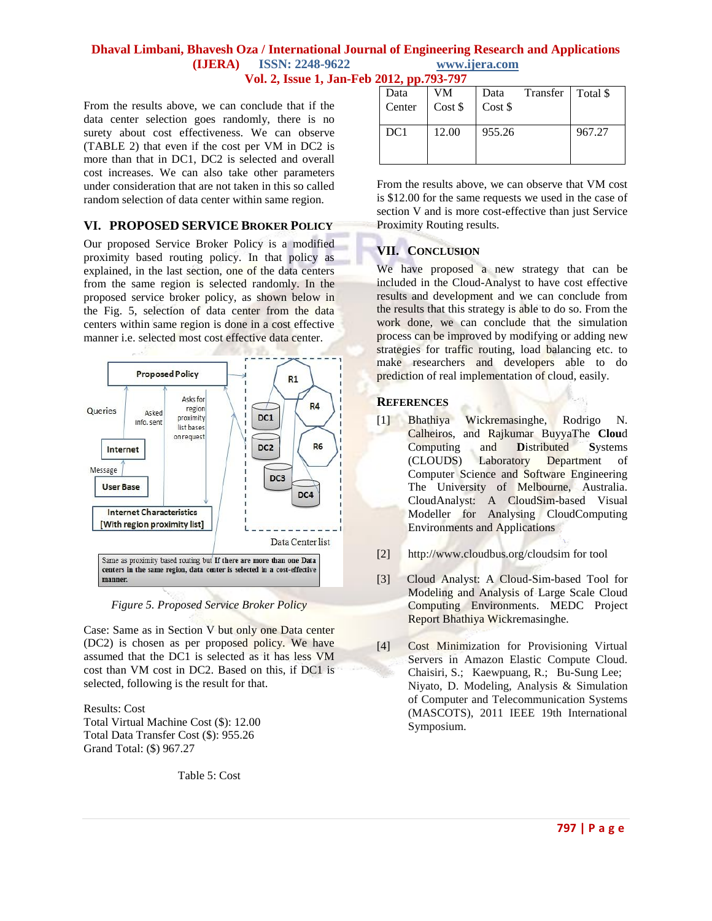From the results above, we can conclude that if the data center selection goes randomly, there is no surety about cost effectiveness. We can observe (TABLE 2) that even if the cost per VM in DC2 is more than that in DC1, DC2 is selected and overall cost increases. We can also take other parameters under consideration that are not taken in this so called random selection of data center within same region.

## VI. PROPOSED SERVICE BROKER POLICY

Our proposed Service Broker Policy is a modified proximity based routing policy. In that policy as explained, in the last section, one of the data centers from the same region is selected randomly. In the proposed service broker policy, as shown below in the Fig. 5, selection of data center from the data centers within same region is done in a cost effective manner i.e. selected most cost effective data center.

Proposed Policy

Queries

Asked info. sent

Asks for region proximity list bases on request

Internet

Message

User Base

Internet Characteristics [With region proximity list]

R1

R4

R6

DC1

DC2

DC3

DC4

Data Center list

Same as proximity based routing but If there are more than one Data centers in the same region, data center is selected in a cost-effective manner.

*Figure 5. Proposed Service Broker Policy*

Case: Same as in Section V but only one Data center (DC2) is chosen as per proposed policy. We have assumed that the DC1 is selected as it has less VM cost than VM cost in DC2. Based on this, if DC1 is selected, following is the result for that.

Results: Cost
Total Virtual Machine Cost ($): 12.00
Total Data Transfer Cost ($): 955.26
Grand Total: ($) 967.27

Table 5: Cost

| Data Center | VM Cost $ | Data Transfer Cost $ | Total $ |
|---|---|---|---|
| DC1 | 12.00 | 955.26 | 967.27 |

From the results above, we can observe that VM cost is $12.00 for the same requests we used in the case of section V and is more cost-effective than just Service Proximity Routing results.

## VII. CONCLUSION

We have proposed a new strategy that can be included in the Cloud-Analyst to have cost effective results and development and we can conclude from the results that this strategy is able to do so. From the work done, we can conclude that the simulation process can be improved by modifying or adding new strategies for traffic routing, load balancing etc. to make researchers and developers able to do prediction of real implementation of cloud, easily.

## REFERENCES

[1] Bhathiya Wickremasinghe, Rodrigo N. Calheiros, and Rajkumar BuyyaThe **Clou**d Computing and **D**istributed **S**ystems (CLOUDS) Laboratory Department of Computer Science and Software Engineering The University of Melbourne, Australia. CloudAnalyst: A CloudSim-based Visual Modeller for Analysing CloudComputing Environments and Applications

[2] http://www.cloudbus.org/cloudsim for tool

[3] Cloud Analyst: A Cloud-Sim-based Tool for Modeling and Analysis of Large Scale Cloud Computing Environments. MEDC Project Report Bhathiya Wickremasinghe.

[4] Cost Minimization for Provisioning Virtual Servers in Amazon Elastic Compute Cloud. Chaisiri, S.; Kaewpuang, R.; Bu-Sung Lee; Niyato, D. Modeling, Analysis & Simulation of Computer and Telecommunication Systems (MASCOTS), 2011 IEEE 19th International Symposium.